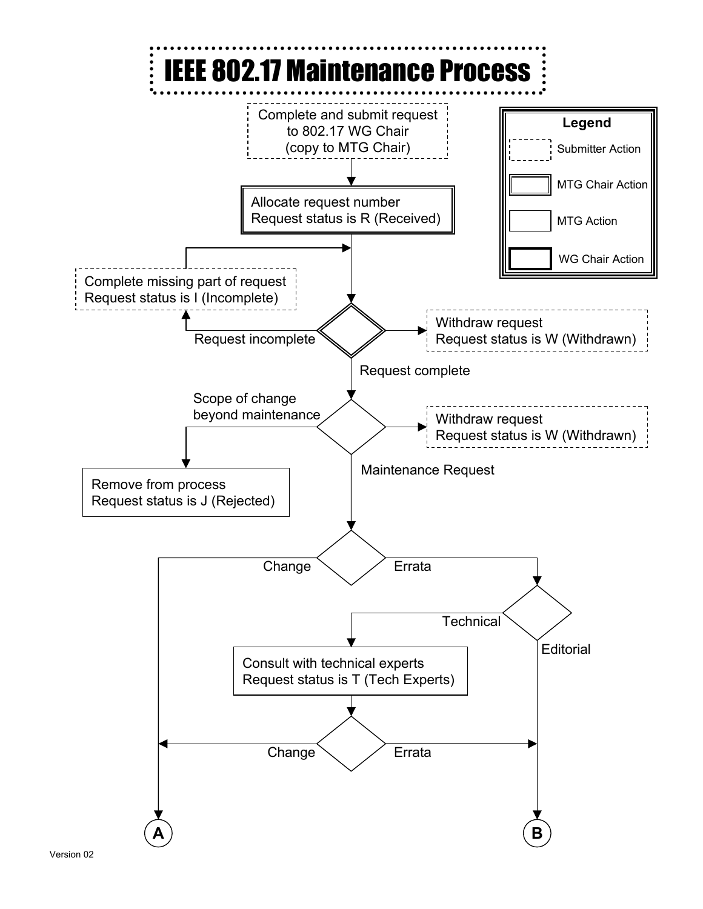# IEEE 802.17 Maintenance Process

**Legend**

- Submitter Action
- MTG Chair Action
- MTG Action
- WG Chair Action

Complete and submit request to 802.17 WG Chair (copy to MTG Chair)

Allocate request number
Request status is R (Received)

Complete missing part of request
Request status is I (Incomplete)

Request incomplete

Withdraw request
Request status is W (Withdrawn)

Request complete

Scope of change beyond maintenance

Withdraw request
Request status is W (Withdrawn)

Remove from process
Request status is J (Rejected)

Maintenance Request

Change

Errata

Technical

Editorial

Consult with technical experts
Request status is T (Tech Experts)

Change

Errata

A

B

Version 02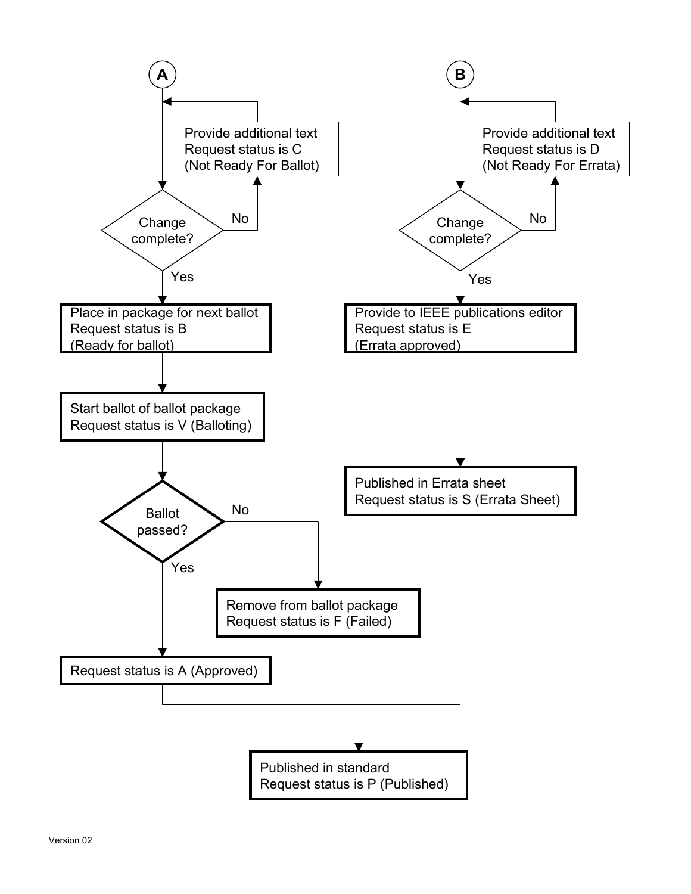**A**

Provide additional text
Request status is C
(Not Ready For Ballot)

Change complete?

- No → Provide additional text, Request status is C (Not Ready For Ballot) → return to A
- Yes ↓

Place in package for next ballot
Request status is B
(Ready for ballot)

Start ballot of ballot package
Request status is V (Balloting)

Ballot passed?

- No → Remove from ballot package
  Request status is F (Failed)
- Yes ↓

Request status is A (Approved)

**B**

Provide additional text
Request status is D
(Not Ready For Errata)

Change complete?

- No → Provide additional text, Request status is D (Not Ready For Errata) → return to B
- Yes ↓

Provide to IEEE publications editor
Request status is E
(Errata approved)

Published in Errata sheet
Request status is S (Errata Sheet)

Both branches (Request status is A (Approved) and Published in Errata sheet) lead to:

Published in standard
Request status is P (Published)

Version 02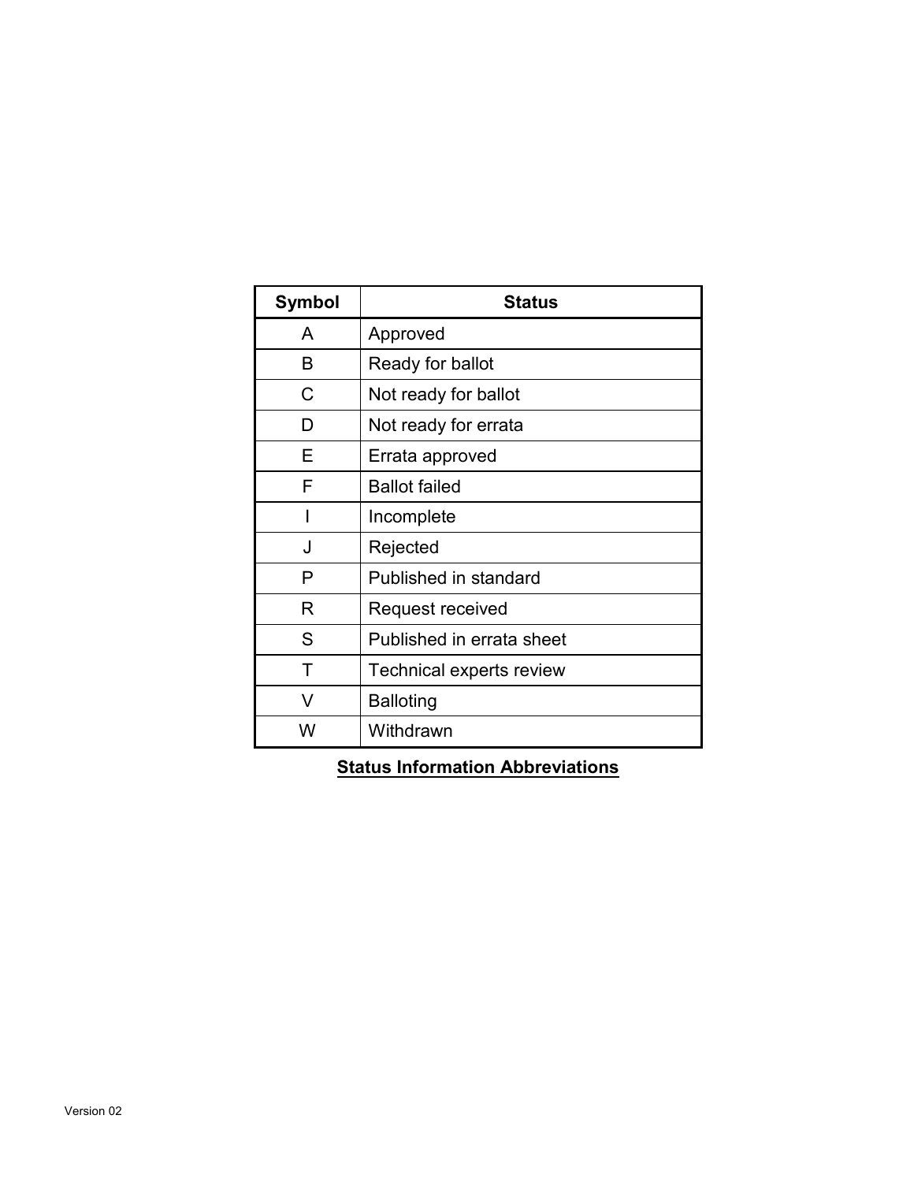| Symbol | Status |
|---|---|
| A | Approved |
| B | Ready for ballot |
| C | Not ready for ballot |
| D | Not ready for errata |
| E | Errata approved |
| F | Ballot failed |
| I | Incomplete |
| J | Rejected |
| P | Published in standard |
| R | Request received |
| S | Published in errata sheet |
| T | Technical experts review |
| V | Balloting |
| W | Withdrawn |

**Status Information Abbreviations**

Version 02